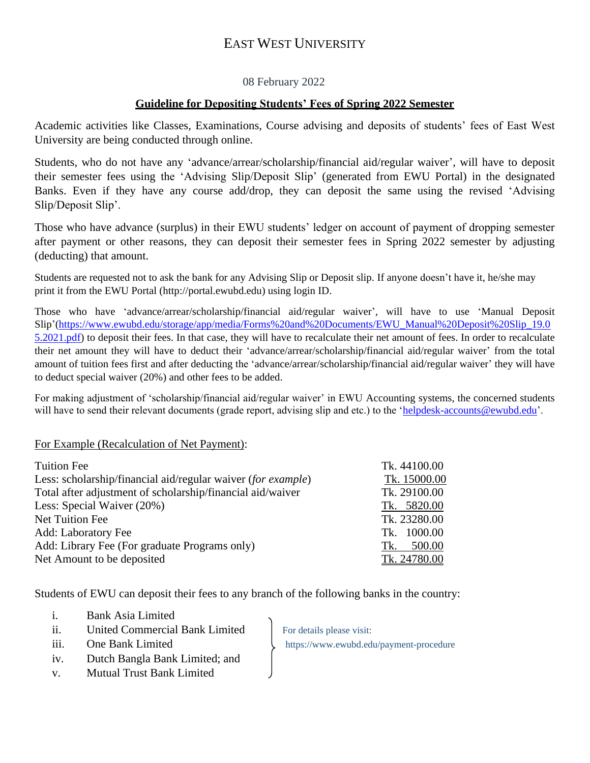# EAST WEST UNIVERSITY

08 February 2022

## Guideline for Depositing Students' Fees of Spring 2022 Semester

Academic activities like Classes, Examinations, Course advising and deposits of students' fees of East West University are being conducted through online.

Students, who do not have any 'advance/arrear/scholarship/financial aid/regular waiver', will have to deposit their semester fees using the 'Advising Slip/Deposit Slip' (generated from EWU Portal) in the designated Banks. Even if they have any course add/drop, they can deposit the same using the revised 'Advising Slip/Deposit Slip'.

Those who have advance (surplus) in their EWU students' ledger on account of payment of dropping semester after payment or other reasons, they can deposit their semester fees in Spring 2022 semester by adjusting (deducting) that amount.

Students are requested not to ask the bank for any Advising Slip or Deposit slip. If anyone doesn't have it, he/she may print it from the EWU Portal (http://portal.ewubd.edu) using login ID.

Those who have 'advance/arrear/scholarship/financial aid/regular waiver', will have to use 'Manual Deposit Slip'(https://www.ewubd.edu/storage/app/media/Forms%20and%20Documents/EWU_Manual%20Deposit%20Slip_19.05.2021.pdf) to deposit their fees. In that case, they will have to recalculate their net amount of fees. In order to recalculate their net amount they will have to deduct their 'advance/arrear/scholarship/financial aid/regular waiver' from the total amount of tuition fees first and after deducting the 'advance/arrear/scholarship/financial aid/regular waiver' they will have to deduct special waiver (20%) and other fees to be added.

For making adjustment of 'scholarship/financial aid/regular waiver' in EWU Accounting systems, the concerned students will have to send their relevant documents (grade report, advising slip and etc.) to the 'helpdesk-accounts@ewubd.edu'.

For Example (Recalculation of Net Payment):

| | |
|---|---|
| Tuition Fee | Tk. 44100.00 |
| Less: scholarship/financial aid/regular waiver (*for example*) | Tk. 15000.00 |
| Total after adjustment of scholarship/financial aid/waiver | Tk. 29100.00 |
| Less: Special Waiver (20%) | Tk. 5820.00 |
| Net Tuition Fee | Tk. 23280.00 |
| Add: Laboratory Fee | Tk. 1000.00 |
| Add: Library Fee (For graduate Programs only) | Tk. 500.00 |
| Net Amount to be deposited | Tk. 24780.00 |

Students of EWU can deposit their fees to any branch of the following banks in the country:

i. Bank Asia Limited
ii. United Commercial Bank Limited
iii. One Bank Limited
iv. Dutch Bangla Bank Limited; and
v. Mutual Trust Bank Limited

For details please visit: https://www.ewubd.edu/payment-procedure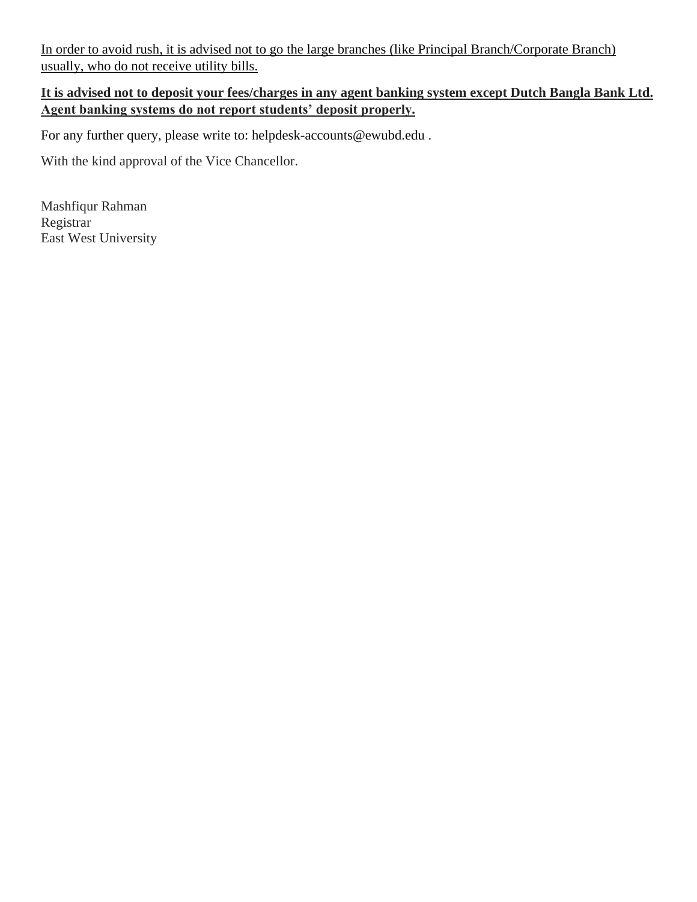In order to avoid rush, it is advised not to go the large branches (like Principal Branch/Corporate Branch) usually, who do not receive utility bills.

**It is advised not to deposit your fees/charges in any agent banking system except Dutch Bangla Bank Ltd. Agent banking systems do not report students' deposit properly.**

For any further query, please write to: helpdesk-accounts@ewubd.edu .

With the kind approval of the Vice Chancellor.

Mashfiqur Rahman
Registrar
East West University